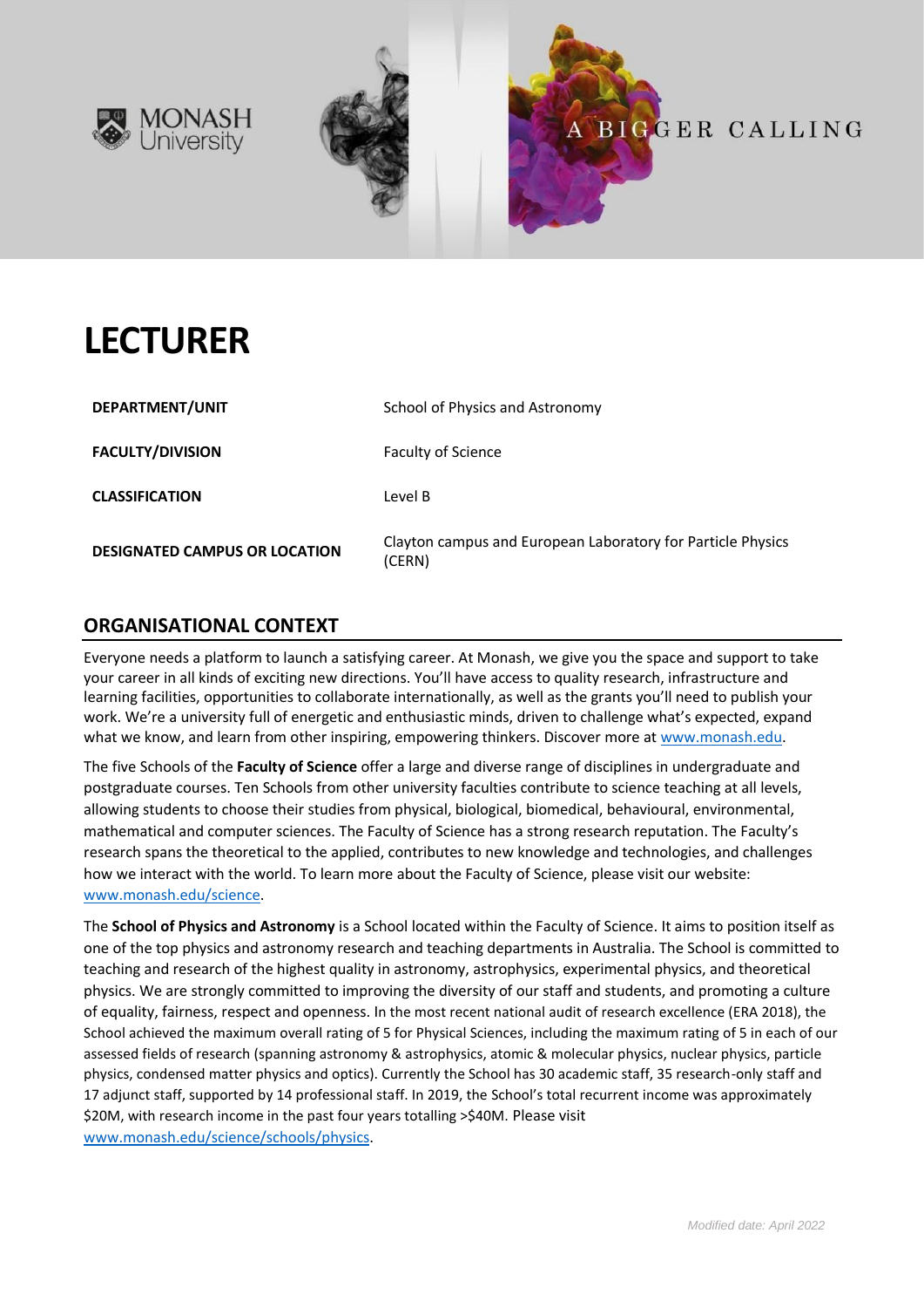MONASH University

A BIGGER CALLING

# LECTURER

| | |
|---|---|
| **DEPARTMENT/UNIT** | School of Physics and Astronomy |
| **FACULTY/DIVISION** | Faculty of Science |
| **CLASSIFICATION** | Level B |
| **DESIGNATED CAMPUS OR LOCATION** | Clayton campus and European Laboratory for Particle Physics (CERN) |

## ORGANISATIONAL CONTEXT

Everyone needs a platform to launch a satisfying career. At Monash, we give you the space and support to take your career in all kinds of exciting new directions. You'll have access to quality research, infrastructure and learning facilities, opportunities to collaborate internationally, as well as the grants you'll need to publish your work. We're a university full of energetic and enthusiastic minds, driven to challenge what's expected, expand what we know, and learn from other inspiring, empowering thinkers. Discover more at www.monash.edu.

The five Schools of the **Faculty of Science** offer a large and diverse range of disciplines in undergraduate and postgraduate courses. Ten Schools from other university faculties contribute to science teaching at all levels, allowing students to choose their studies from physical, biological, biomedical, behavioural, environmental, mathematical and computer sciences. The Faculty of Science has a strong research reputation. The Faculty's research spans the theoretical to the applied, contributes to new knowledge and technologies, and challenges how we interact with the world. To learn more about the Faculty of Science, please visit our website: www.monash.edu/science.

The **School of Physics and Astronomy** is a School located within the Faculty of Science. It aims to position itself as one of the top physics and astronomy research and teaching departments in Australia. The School is committed to teaching and research of the highest quality in astronomy, astrophysics, experimental physics, and theoretical physics. We are strongly committed to improving the diversity of our staff and students, and promoting a culture of equality, fairness, respect and openness. In the most recent national audit of research excellence (ERA 2018), the School achieved the maximum overall rating of 5 for Physical Sciences, including the maximum rating of 5 in each of our assessed fields of research (spanning astronomy & astrophysics, atomic & molecular physics, nuclear physics, particle physics, condensed matter physics and optics). Currently the School has 30 academic staff, 35 research-only staff and 17 adjunct staff, supported by 14 professional staff. In 2019, the School's total recurrent income was approximately \$20M, with research income in the past four years totalling >\$40M. Please visit www.monash.edu/science/schools/physics.

*Modified date: April 2022*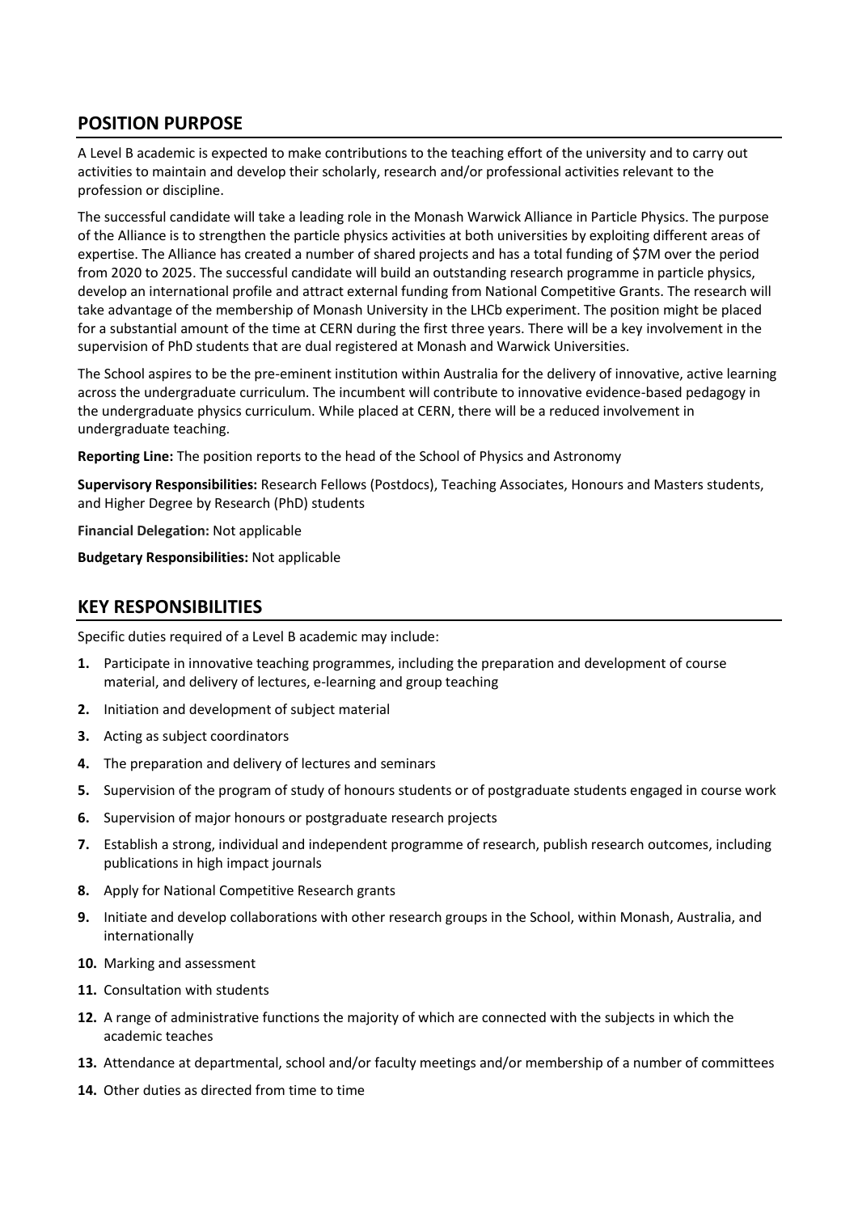## POSITION PURPOSE

A Level B academic is expected to make contributions to the teaching effort of the university and to carry out activities to maintain and develop their scholarly, research and/or professional activities relevant to the profession or discipline.

The successful candidate will take a leading role in the Monash Warwick Alliance in Particle Physics. The purpose of the Alliance is to strengthen the particle physics activities at both universities by exploiting different areas of expertise. The Alliance has created a number of shared projects and has a total funding of $7M over the period from 2020 to 2025. The successful candidate will build an outstanding research programme in particle physics, develop an international profile and attract external funding from National Competitive Grants. The research will take advantage of the membership of Monash University in the LHCb experiment. The position might be placed for a substantial amount of the time at CERN during the first three years. There will be a key involvement in the supervision of PhD students that are dual registered at Monash and Warwick Universities.

The School aspires to be the pre-eminent institution within Australia for the delivery of innovative, active learning across the undergraduate curriculum. The incumbent will contribute to innovative evidence-based pedagogy in the undergraduate physics curriculum. While placed at CERN, there will be a reduced involvement in undergraduate teaching.

**Reporting Line:** The position reports to the head of the School of Physics and Astronomy

**Supervisory Responsibilities:** Research Fellows (Postdocs), Teaching Associates, Honours and Masters students, and Higher Degree by Research (PhD) students

**Financial Delegation:** Not applicable

**Budgetary Responsibilities:** Not applicable

## KEY RESPONSIBILITIES

Specific duties required of a Level B academic may include:

1. Participate in innovative teaching programmes, including the preparation and development of course material, and delivery of lectures, e-learning and group teaching
2. Initiation and development of subject material
3. Acting as subject coordinators
4. The preparation and delivery of lectures and seminars
5. Supervision of the program of study of honours students or of postgraduate students engaged in course work
6. Supervision of major honours or postgraduate research projects
7. Establish a strong, individual and independent programme of research, publish research outcomes, including publications in high impact journals
8. Apply for National Competitive Research grants
9. Initiate and develop collaborations with other research groups in the School, within Monash, Australia, and internationally
10. Marking and assessment
11. Consultation with students
12. A range of administrative functions the majority of which are connected with the subjects in which the academic teaches
13. Attendance at departmental, school and/or faculty meetings and/or membership of a number of committees
14. Other duties as directed from time to time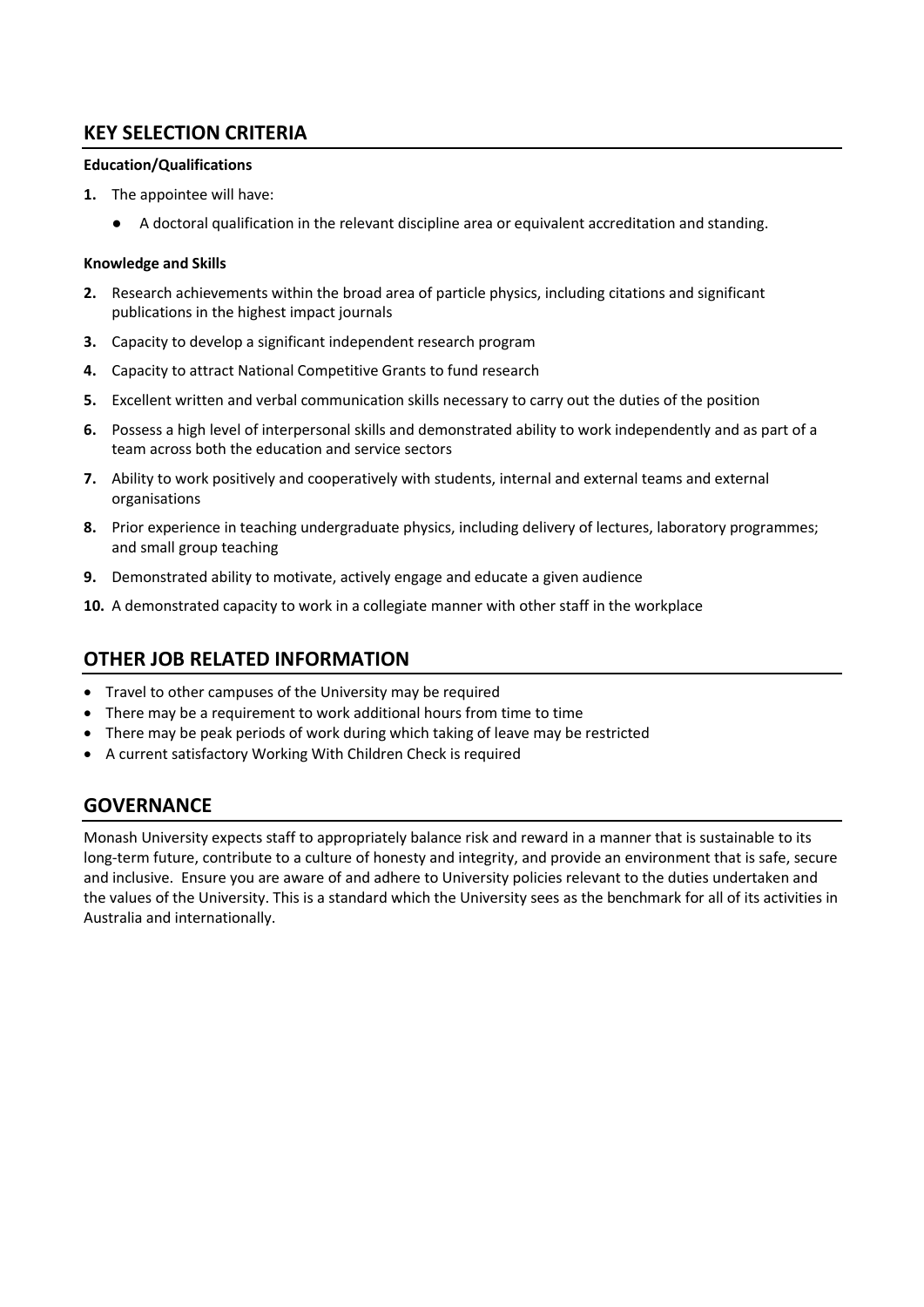## KEY SELECTION CRITERIA

**Education/Qualifications**

1. The appointee will have:
   - A doctoral qualification in the relevant discipline area or equivalent accreditation and standing.

**Knowledge and Skills**

2. Research achievements within the broad area of particle physics, including citations and significant publications in the highest impact journals
3. Capacity to develop a significant independent research program
4. Capacity to attract National Competitive Grants to fund research
5. Excellent written and verbal communication skills necessary to carry out the duties of the position
6. Possess a high level of interpersonal skills and demonstrated ability to work independently and as part of a team across both the education and service sectors
7. Ability to work positively and cooperatively with students, internal and external teams and external organisations
8. Prior experience in teaching undergraduate physics, including delivery of lectures, laboratory programmes; and small group teaching
9. Demonstrated ability to motivate, actively engage and educate a given audience
10. A demonstrated capacity to work in a collegiate manner with other staff in the workplace

## OTHER JOB RELATED INFORMATION

- Travel to other campuses of the University may be required
- There may be a requirement to work additional hours from time to time
- There may be peak periods of work during which taking of leave may be restricted
- A current satisfactory Working With Children Check is required

## GOVERNANCE

Monash University expects staff to appropriately balance risk and reward in a manner that is sustainable to its long-term future, contribute to a culture of honesty and integrity, and provide an environment that is safe, secure and inclusive. Ensure you are aware of and adhere to University policies relevant to the duties undertaken and the values of the University. This is a standard which the University sees as the benchmark for all of its activities in Australia and internationally.